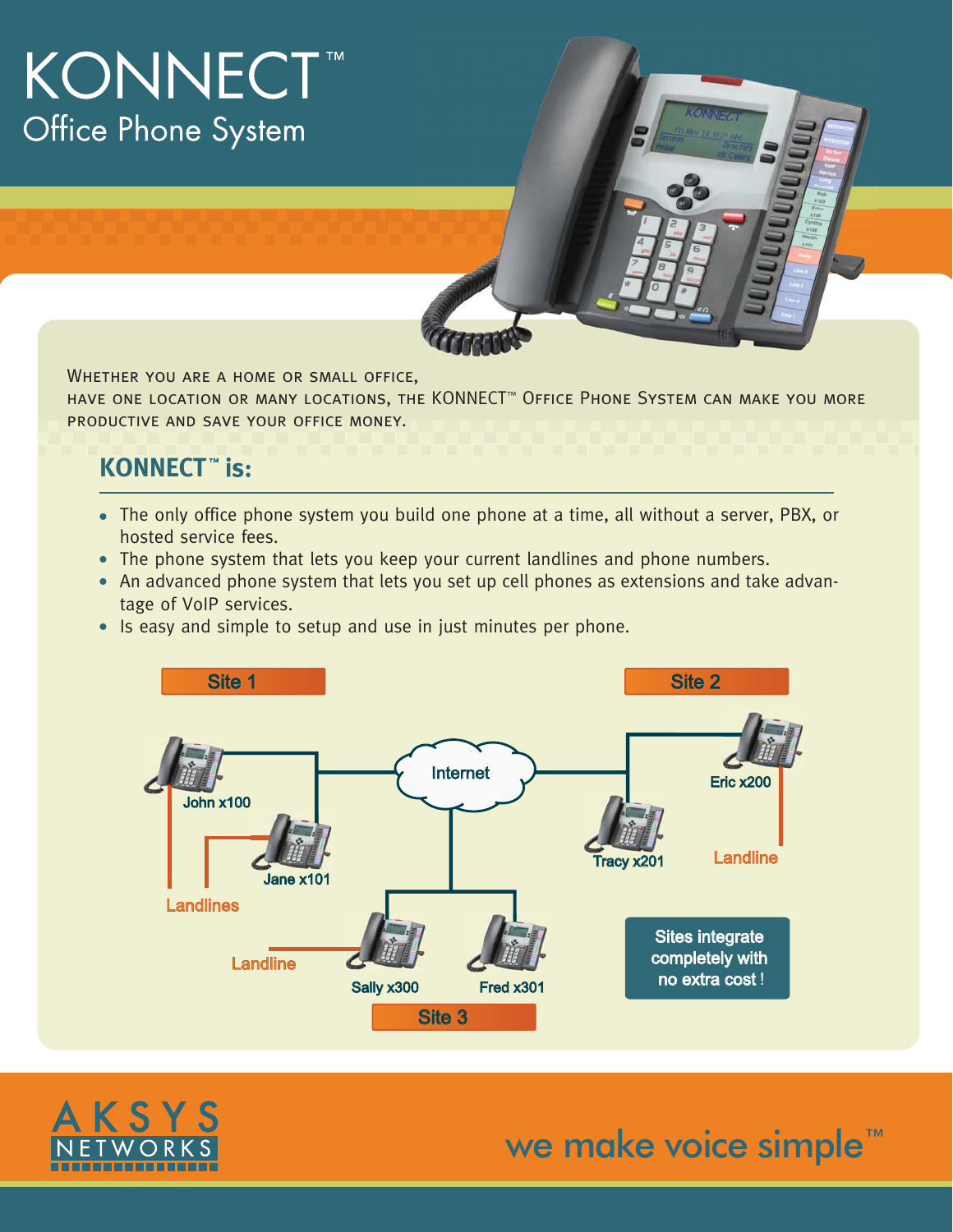# KONNECT™

## Office Phone System

Whether you are a home or small office, have one location or many locations, the KONNECT™ Office Phone System can make you more productive and save your office money.

## KONNECT™ is:

- The only office phone system you build one phone at a time, all without a server, PBX, or hosted service fees.
- The phone system that lets you keep your current landlines and phone numbers.
- An advanced phone system that lets you set up cell phones as extensions and take advantage of VoIP services.
- Is easy and simple to setup and use in just minutes per phone.

Site 1

John x100

Jane x101

Landlines

Internet

Site 2

Eric x200

Tracy x201

Landline

Landline

Sally x300

Fred x301

Site 3

Sites integrate completely with no extra cost !

AKSYS NETWORKS

we make voice simple™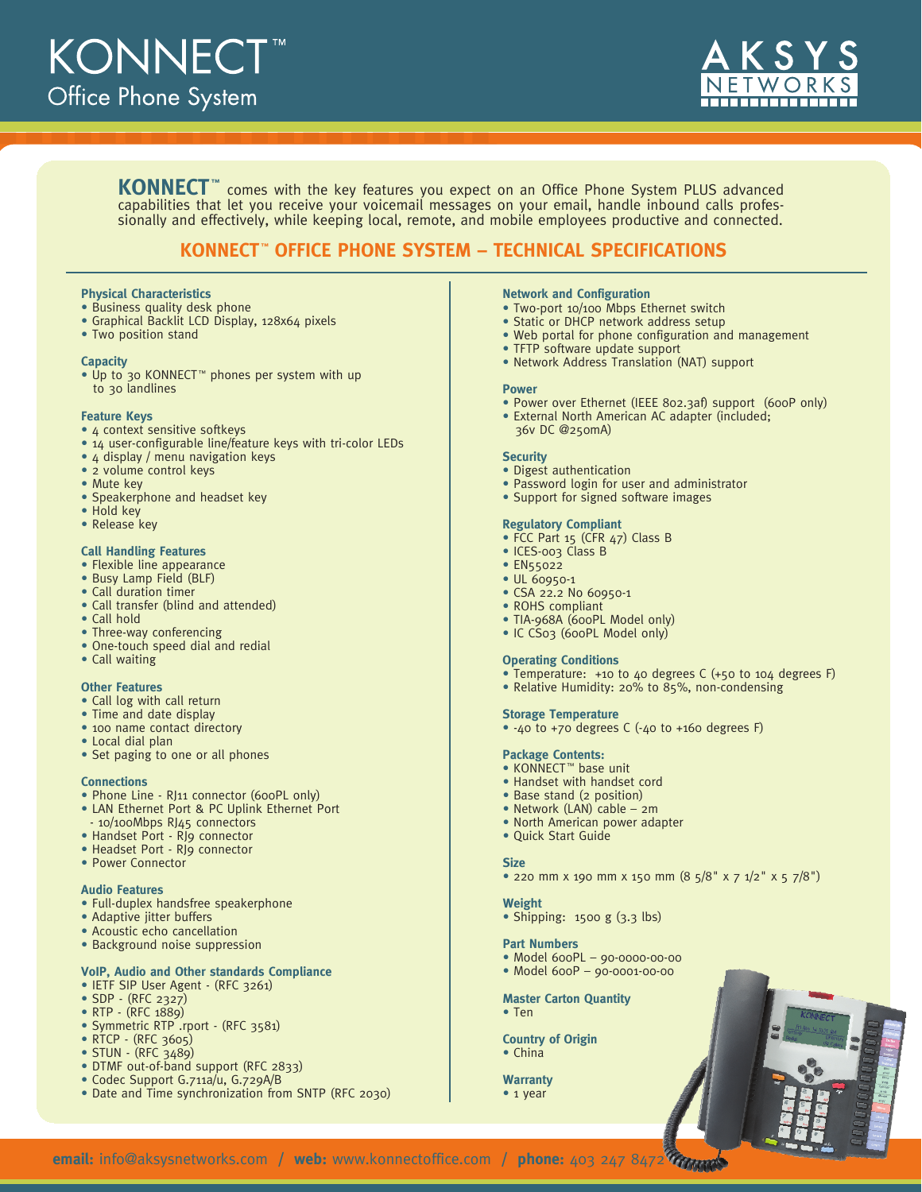# KONNECT™

## Office Phone System

AKSYS NETWORKS

**KONNECT™** comes with the key features you expect on an Office Phone System PLUS advanced capabilities that let you receive your voicemail messages on your email, handle inbound calls professionally and effectively, while keeping local, remote, and mobile employees productive and connected.

## KONNECT™ OFFICE PHONE SYSTEM – TECHNICAL SPECIFICATIONS

### Physical Characteristics
- Business quality desk phone
- Graphical Backlit LCD Display, 128x64 pixels
- Two position stand

### Capacity
- Up to 30 KONNECT™ phones per system with up to 30 landlines

### Feature Keys
- 4 context sensitive softkeys
- 14 user-configurable line/feature keys with tri-color LEDs
- 4 display / menu navigation keys
- 2 volume control keys
- Mute key
- Speakerphone and headset key
- Hold key
- Release key

### Call Handling Features
- Flexible line appearance
- Busy Lamp Field (BLF)
- Call duration timer
- Call transfer (blind and attended)
- Call hold
- Three-way conferencing
- One-touch speed dial and redial
- Call waiting

### Other Features
- Call log with call return
- Time and date display
- 100 name contact directory
- Local dial plan
- Set paging to one or all phones

### Connections
- Phone Line - RJ11 connector (600PL only)
- LAN Ethernet Port & PC Uplink Ethernet Port - 10/100Mbps RJ45 connectors
- Handset Port - RJ9 connector
- Headset Port - RJ9 connector
- Power Connector

### Audio Features
- Full-duplex handsfree speakerphone
- Adaptive jitter buffers
- Acoustic echo cancellation
- Background noise suppression

### VoIP, Audio and Other standards Compliance
- IETF SIP User Agent - (RFC 3261)
- SDP - (RFC 2327)
- RTP - (RFC 1889)
- Symmetric RTP .rport - (RFC 3581)
- RTCP - (RFC 3605)
- STUN - (RFC 3489)
- DTMF out-of-band support (RFC 2833)
- Codec Support G.711a/u, G.729A/B
- Date and Time synchronization from SNTP (RFC 2030)

### Network and Configuration
- Two-port 10/100 Mbps Ethernet switch
- Static or DHCP network address setup
- Web portal for phone configuration and management
- TFTP software update support
- Network Address Translation (NAT) support

### Power
- Power over Ethernet (IEEE 802.3af) support (600P only)
- External North American AC adapter (included; 36v DC @250mA)

### Security
- Digest authentication
- Password login for user and administrator
- Support for signed software images

### Regulatory Compliant
- FCC Part 15 (CFR 47) Class B
- ICES-003 Class B
- EN55022
- UL 60950-1
- CSA 22.2 No 60950-1
- ROHS compliant
- TIA-968A (600PL Model only)
- IC CS03 (600PL Model only)

### Operating Conditions
- Temperature: +10 to 40 degrees C (+50 to 104 degrees F)
- Relative Humidity: 20% to 85%, non-condensing

### Storage Temperature
- -40 to +70 degrees C (-40 to +160 degrees F)

### Package Contents:
- KONNECT™ base unit
- Handset with handset cord
- Base stand (2 position)
- Network (LAN) cable – 2m
- North American power adapter
- Quick Start Guide

### Size
- 220 mm x 190 mm x 150 mm (8 5/8" x 7 1/2" x 5 7/8")

### Weight
- Shipping: 1500 g (3.3 lbs)

### Part Numbers
- Model 600PL – 90-0000-00-00
- Model 600P – 90-0001-00-00

### Master Carton Quantity
- Ten

### Country of Origin
- China

### Warranty
- 1 year

**email:** info@aksysnetworks.com / **web:** www.konnectoffice.com / **phone:** 403 247 8472